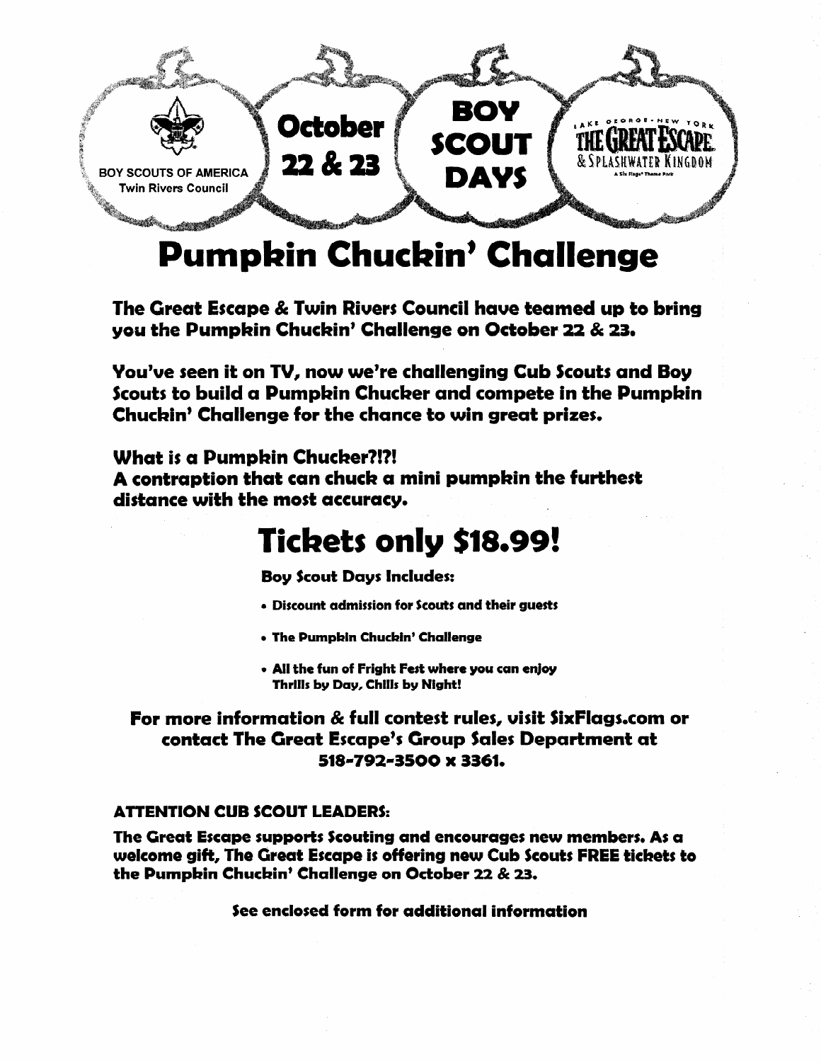BOY SCOUTS OF AMERICA
Twin Rivers Council

**October 22 & 23**

**BOY SCOUT DAYS**

LAKE GEORGE • NEW YORK
THE GREAT ESCAPE & SPLASHWATER KINGDOM
A Six Flags® Theme Park

# Pumpkin Chuckin' Challenge

**The Great Escape & Twin Rivers Council have teamed up to bring you the Pumpkin Chuckin' Challenge on October 22 & 23.**

**You've seen it on TV, now we're challenging Cub Scouts and Boy Scouts to build a Pumpkin Chucker and compete in the Pumpkin Chuckin' Challenge for the chance to win great prizes.**

**What is a Pumpkin Chucker?!?!**
**A contraption that can chuck a mini pumpkin the furthest distance with the most accuracy.**

## Tickets only $18.99!

**Boy Scout Days Includes:**

- **Discount admission for Scouts and their guests**
- **The Pumpkin Chuckin' Challenge**
- **All the fun of Fright Fest where you can enjoy Thrills by Day, Chills by Night!**

**For more information & full contest rules, visit SixFlags.com or contact The Great Escape's Group Sales Department at 518-792-3500 x 3361.**

**ATTENTION CUB SCOUT LEADERS:**

**The Great Escape supports Scouting and encourages new members. As a welcome gift, The Great Escape is offering new Cub Scouts FREE tickets to the Pumpkin Chuckin' Challenge on October 22 & 23.**

**See enclosed form for additional information**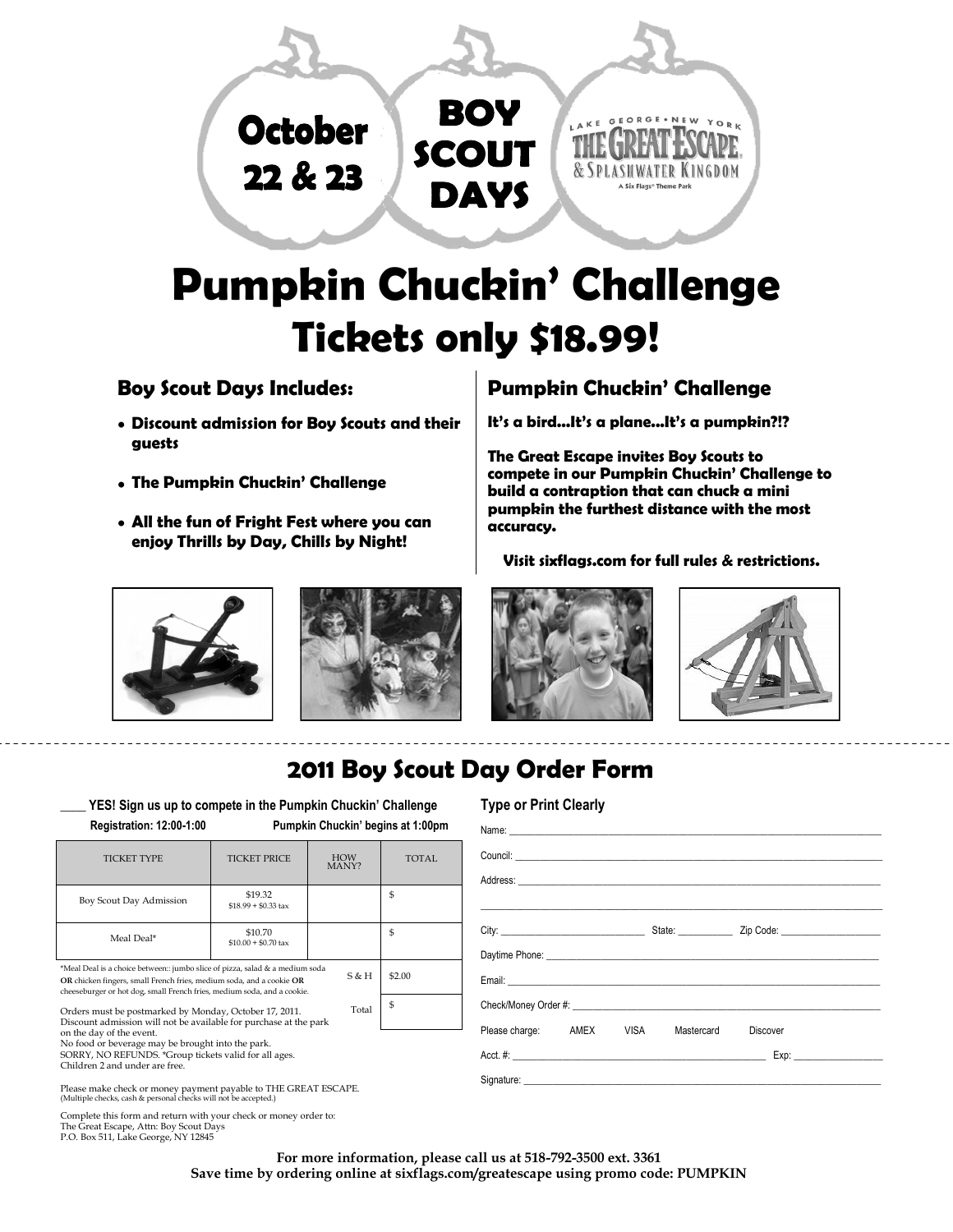October 22 & 23

BOY SCOUT DAYS

LAKE GEORGE • NEW YORK
THE GREAT ESCAPE & SPLASHWATER KINGDOM
A Six Flags® Theme Park

# Pumpkin Chuckin' Challenge

# Tickets only $18.99!

## Boy Scout Days Includes:

- **Discount admission for Boy Scouts and their guests**
- **The Pumpkin Chuckin' Challenge**
- **All the fun of Fright Fest where you can enjoy Thrills by Day, Chills by Night!**

## Pumpkin Chuckin' Challenge

**It's a bird…It's a plane…It's a pumpkin?!?**

**The Great Escape invites Boy Scouts to compete in our Pumpkin Chuckin' Challenge to build a contraption that can chuck a mini pumpkin the furthest distance with the most accuracy.**

**Visit sixflags.com for full rules & restrictions.**

---

## 2011 Boy Scout Day Order Form

**\_\_\_\_ YES! Sign us up to compete in the Pumpkin Chuckin' Challenge**

**Registration: 12:00-1:00** **Pumpkin Chuckin' begins at 1:00pm**

| TICKET TYPE | TICKET PRICE | HOW MANY? | TOTAL |
|---|---|---|---|
| Boy Scout Day Admission | $19.32<br>$18.99 + $0.33 tax | | $ |
| Meal Deal* | $10.70<br>$10.00 + $0.70 tax | | $ |
| | | S & H | $2.00 |
| | | Total | $ |

*Meal Deal is a choice between:: jumbo slice of pizza, salad & a medium soda **OR** chicken fingers, small French fries, medium soda, and a cookie **OR** cheeseburger or hot dog, small French fries, medium soda, and a cookie.

Orders must be postmarked by Monday, October 17, 2011.
Discount admission will not be available for purchase at the park on the day of the event.
No food or beverage may be brought into the park.
SORRY, NO REFUNDS. *Group tickets valid for all ages.
Children 2 and under are free.

Please make check or money payment payable to THE GREAT ESCAPE.
(Multiple checks, cash & personal checks will not be accepted.)

Complete this form and return with your check or money order to:
The Great Escape, Attn: Boy Scout Days
P.O. Box 511, Lake George, NY 12845

**Type or Print Clearly**

Name: \_\_\_\_\_\_\_\_\_\_\_\_\_\_\_\_\_\_\_\_\_\_\_\_\_\_\_\_\_\_

Council: \_\_\_\_\_\_\_\_\_\_\_\_\_\_\_\_\_\_\_\_\_\_\_\_\_\_\_\_\_\_

Address: \_\_\_\_\_\_\_\_\_\_\_\_\_\_\_\_\_\_\_\_\_\_\_\_\_\_\_\_\_\_

City: \_\_\_\_\_\_\_\_\_\_\_\_ State: \_\_\_\_\_\_ Zip Code: \_\_\_\_\_\_\_\_\_\_

Daytime Phone: \_\_\_\_\_\_\_\_\_\_\_\_\_\_\_\_\_\_\_\_\_\_\_\_\_\_\_\_\_\_

Email: \_\_\_\_\_\_\_\_\_\_\_\_\_\_\_\_\_\_\_\_\_\_\_\_\_\_\_\_\_\_

Check/Money Order #: \_\_\_\_\_\_\_\_\_\_\_\_\_\_\_\_\_\_\_\_\_\_\_\_\_\_\_\_\_\_

Please charge: AMEX VISA Mastercard Discover

Acct. #: \_\_\_\_\_\_\_\_\_\_\_\_\_\_\_\_\_\_\_\_ Exp: \_\_\_\_\_\_\_\_\_\_

Signature: \_\_\_\_\_\_\_\_\_\_\_\_\_\_\_\_\_\_\_\_\_\_\_\_\_\_\_\_\_\_

**For more information, please call us at 518-792-3500 ext. 3361**
**Save time by ordering online at sixflags.com/greatescape using promo code: PUMPKIN**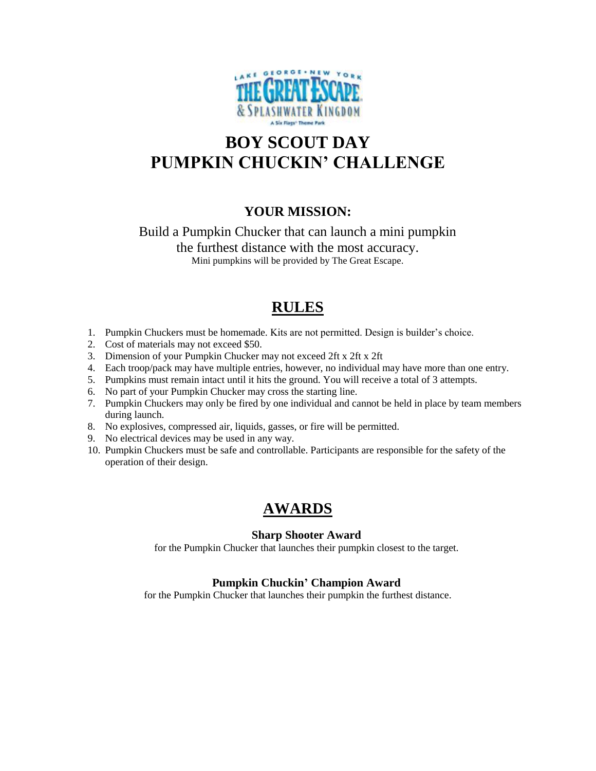# BOY SCOUT DAY
# PUMPKIN CHUCKIN' CHALLENGE

### YOUR MISSION:

Build a Pumpkin Chucker that can launch a mini pumpkin the furthest distance with the most accuracy.

Mini pumpkins will be provided by The Great Escape.

## RULES

1. Pumpkin Chuckers must be homemade. Kits are not permitted. Design is builder's choice.
2. Cost of materials may not exceed $50.
3. Dimension of your Pumpkin Chucker may not exceed 2ft x 2ft x 2ft
4. Each troop/pack may have multiple entries, however, no individual may have more than one entry.
5. Pumpkins must remain intact until it hits the ground. You will receive a total of 3 attempts.
6. No part of your Pumpkin Chucker may cross the starting line.
7. Pumpkin Chuckers may only be fired by one individual and cannot be held in place by team members during launch.
8. No explosives, compressed air, liquids, gasses, or fire will be permitted.
9. No electrical devices may be used in any way.
10. Pumpkin Chuckers must be safe and controllable. Participants are responsible for the safety of the operation of their design.

## AWARDS

**Sharp Shooter Award**

for the Pumpkin Chucker that launches their pumpkin closest to the target.

**Pumpkin Chuckin' Champion Award**

for the Pumpkin Chucker that launches their pumpkin the furthest distance.